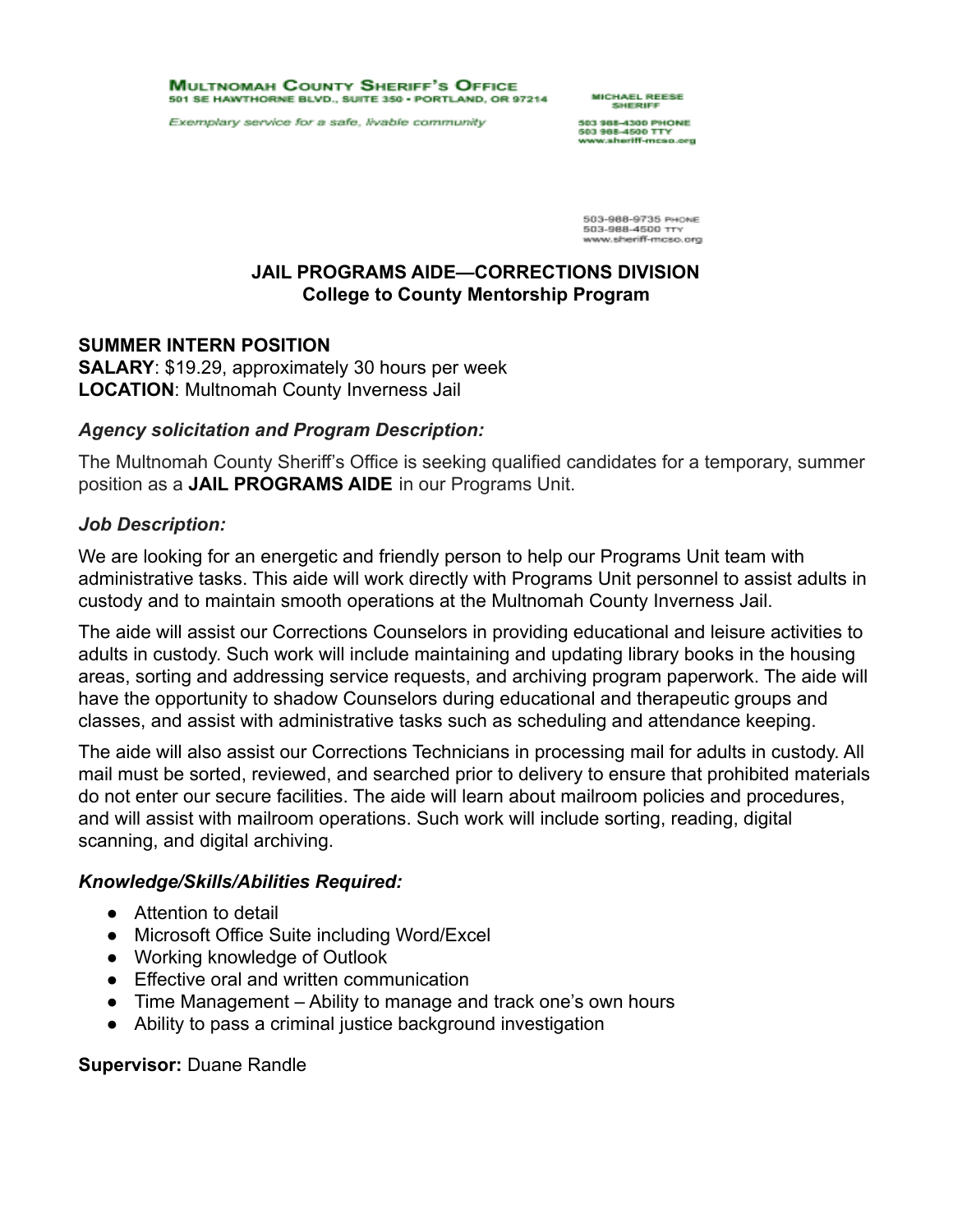**MULTNOMAH COUNTY SHERIFF'S OFFICE**
501 SE HAWTHORNE BLVD., SUITE 350 • PORTLAND, OR 97214

*Exemplary service for a safe, livable community*

MICHAEL REESE
SHERIFF

503 988-4300 PHONE
503 988-4500 TTY
www.sheriff-mcso.org

503-988-9735 PHONE
503-988-4500 TTY
www.sheriff-mcso.org

## JAIL PROGRAMS AIDE—CORRECTIONS DIVISION
## College to County Mentorship Program

**SUMMER INTERN POSITION**
**SALARY**: $19.29, approximately 30 hours per week
**LOCATION**: Multnomah County Inverness Jail

### *Agency solicitation and Program Description:*

The Multnomah County Sheriff's Office is seeking qualified candidates for a temporary, summer position as a **JAIL PROGRAMS AIDE** in our Programs Unit.

### *Job Description:*

We are looking for an energetic and friendly person to help our Programs Unit team with administrative tasks. This aide will work directly with Programs Unit personnel to assist adults in custody and to maintain smooth operations at the Multnomah County Inverness Jail.

The aide will assist our Corrections Counselors in providing educational and leisure activities to adults in custody. Such work will include maintaining and updating library books in the housing areas, sorting and addressing service requests, and archiving program paperwork. The aide will have the opportunity to shadow Counselors during educational and therapeutic groups and classes, and assist with administrative tasks such as scheduling and attendance keeping.

The aide will also assist our Corrections Technicians in processing mail for adults in custody. All mail must be sorted, reviewed, and searched prior to delivery to ensure that prohibited materials do not enter our secure facilities. The aide will learn about mailroom policies and procedures, and will assist with mailroom operations. Such work will include sorting, reading, digital scanning, and digital archiving.

### *Knowledge/Skills/Abilities Required:*

- Attention to detail
- Microsoft Office Suite including Word/Excel
- Working knowledge of Outlook
- Effective oral and written communication
- Time Management – Ability to manage and track one's own hours
- Ability to pass a criminal justice background investigation

**Supervisor:** Duane Randle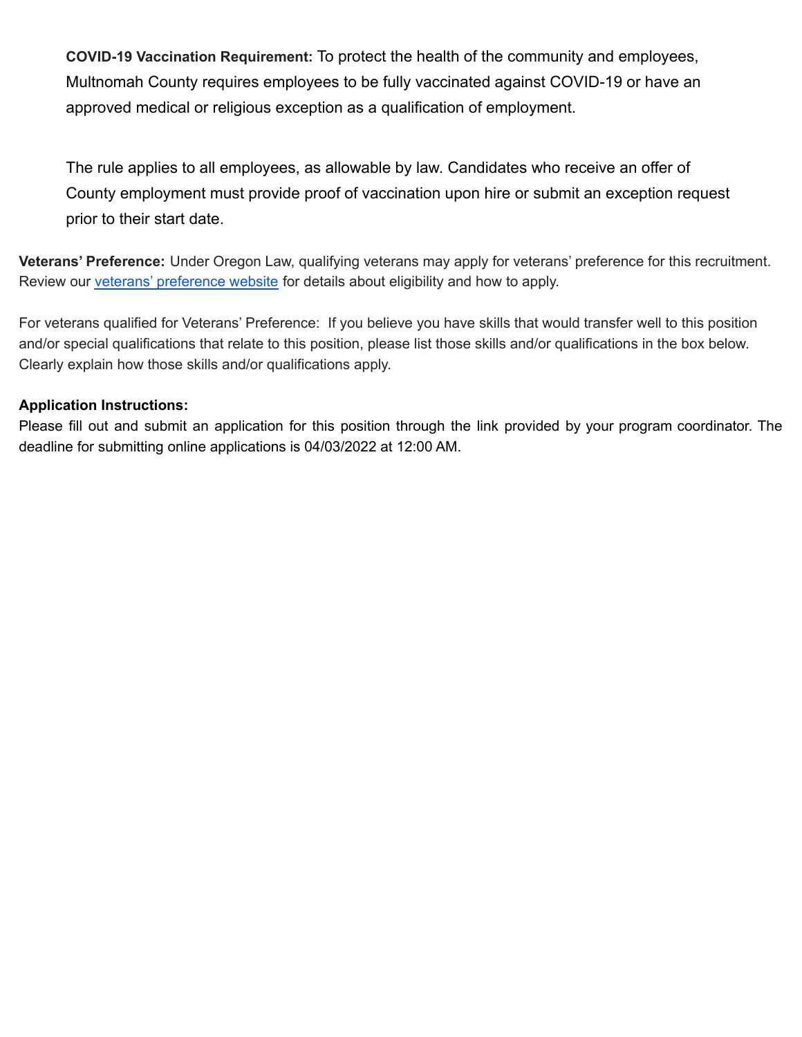**COVID-19 Vaccination Requirement:** To protect the health of the community and employees, Multnomah County requires employees to be fully vaccinated against COVID-19 or have an approved medical or religious exception as a qualification of employment.

The rule applies to all employees, as allowable by law. Candidates who receive an offer of County employment must provide proof of vaccination upon hire or submit an exception request prior to their start date.

**Veterans' Preference:** Under Oregon Law, qualifying veterans may apply for veterans' preference for this recruitment. Review our veterans' preference website for details about eligibility and how to apply.

For veterans qualified for Veterans' Preference: If you believe you have skills that would transfer well to this position and/or special qualifications that relate to this position, please list those skills and/or qualifications in the box below. Clearly explain how those skills and/or qualifications apply.

**Application Instructions:**
Please fill out and submit an application for this position through the link provided by your program coordinator. The deadline for submitting online applications is 04/03/2022 at 12:00 AM.